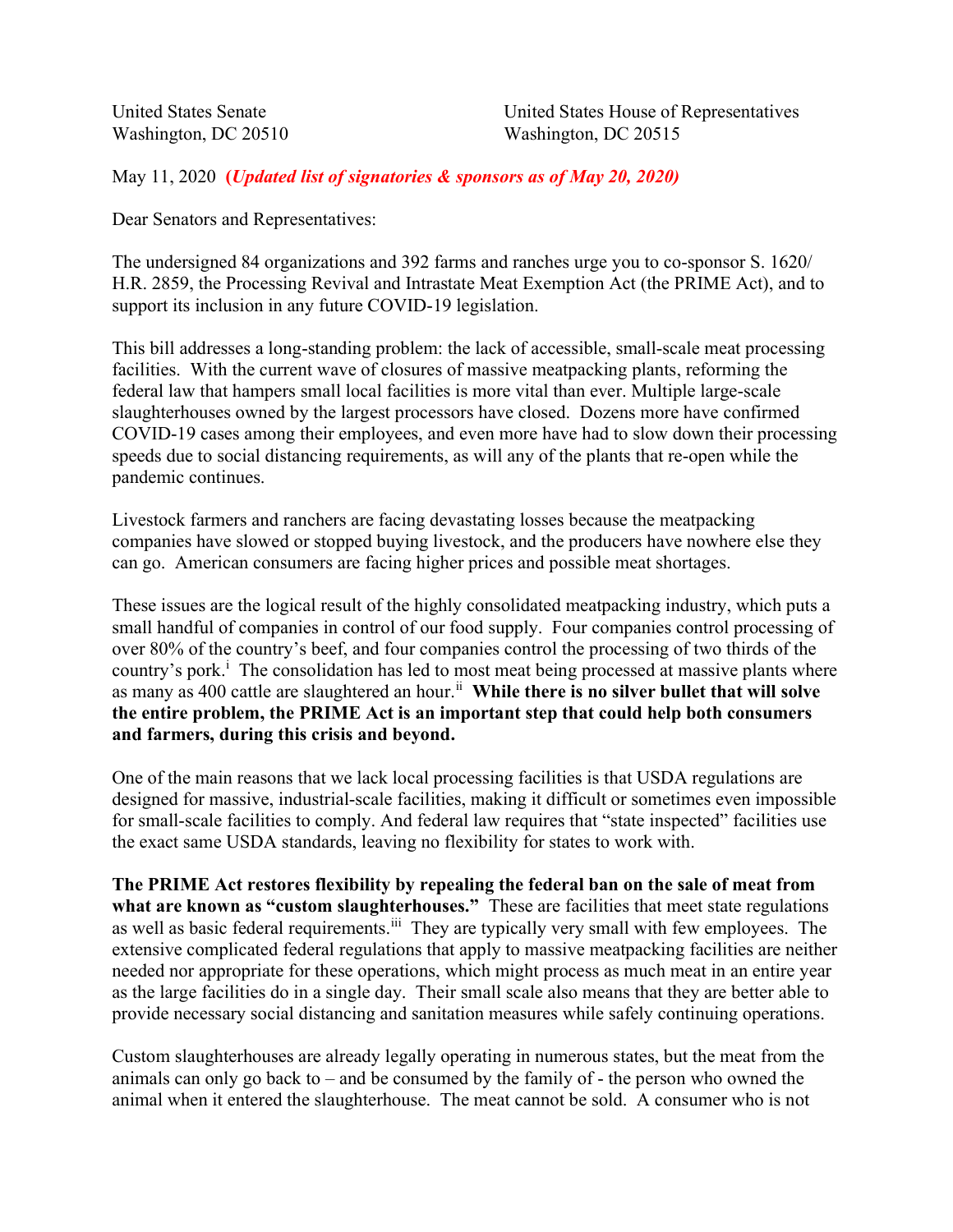United States Senate
Washington, DC 20510

United States House of Representatives
Washington, DC 20515

May 11, 2020 **(*Updated list of signatories & sponsors as of May 20, 2020)***

Dear Senators and Representatives:

The undersigned 84 organizations and 392 farms and ranches urge you to co-sponsor S. 1620/ H.R. 2859, the Processing Revival and Intrastate Meat Exemption Act (the PRIME Act), and to support its inclusion in any future COVID-19 legislation.

This bill addresses a long-standing problem: the lack of accessible, small-scale meat processing facilities. With the current wave of closures of massive meatpacking plants, reforming the federal law that hampers small local facilities is more vital than ever. Multiple large-scale slaughterhouses owned by the largest processors have closed. Dozens more have confirmed COVID-19 cases among their employees, and even more have had to slow down their processing speeds due to social distancing requirements, as will any of the plants that re-open while the pandemic continues.

Livestock farmers and ranchers are facing devastating losses because the meatpacking companies have slowed or stopped buying livestock, and the producers have nowhere else they can go. American consumers are facing higher prices and possible meat shortages.

These issues are the logical result of the highly consolidated meatpacking industry, which puts a small handful of companies in control of our food supply. Four companies control processing of over 80% of the country's beef, and four companies control the processing of two thirds of the country's pork.[i] The consolidation has led to most meat being processed at massive plants where as many as 400 cattle are slaughtered an hour.[ii] **While there is no silver bullet that will solve the entire problem, the PRIME Act is an important step that could help both consumers and farmers, during this crisis and beyond.**

One of the main reasons that we lack local processing facilities is that USDA regulations are designed for massive, industrial-scale facilities, making it difficult or sometimes even impossible for small-scale facilities to comply. And federal law requires that "state inspected" facilities use the exact same USDA standards, leaving no flexibility for states to work with.

**The PRIME Act restores flexibility by repealing the federal ban on the sale of meat from what are known as "custom slaughterhouses."** These are facilities that meet state regulations as well as basic federal requirements.[iii] They are typically very small with few employees. The extensive complicated federal regulations that apply to massive meatpacking facilities are neither needed nor appropriate for these operations, which might process as much meat in an entire year as the large facilities do in a single day. Their small scale also means that they are better able to provide necessary social distancing and sanitation measures while safely continuing operations.

Custom slaughterhouses are already legally operating in numerous states, but the meat from the animals can only go back to – and be consumed by the family of - the person who owned the animal when it entered the slaughterhouse. The meat cannot be sold. A consumer who is not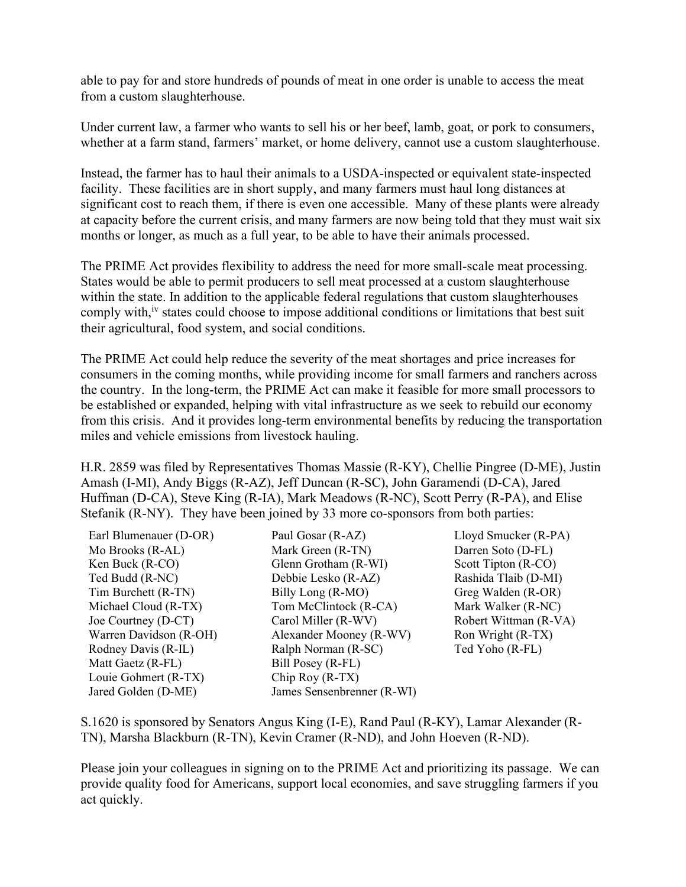able to pay for and store hundreds of pounds of meat in one order is unable to access the meat from a custom slaughterhouse.

Under current law, a farmer who wants to sell his or her beef, lamb, goat, or pork to consumers, whether at a farm stand, farmers' market, or home delivery, cannot use a custom slaughterhouse.

Instead, the farmer has to haul their animals to a USDA-inspected or equivalent state-inspected facility. These facilities are in short supply, and many farmers must haul long distances at significant cost to reach them, if there is even one accessible. Many of these plants were already at capacity before the current crisis, and many farmers are now being told that they must wait six months or longer, as much as a full year, to be able to have their animals processed.

The PRIME Act provides flexibility to address the need for more small-scale meat processing. States would be able to permit producers to sell meat processed at a custom slaughterhouse within the state. In addition to the applicable federal regulations that custom slaughterhouses comply with,[iv] states could choose to impose additional conditions or limitations that best suit their agricultural, food system, and social conditions.

The PRIME Act could help reduce the severity of the meat shortages and price increases for consumers in the coming months, while providing income for small farmers and ranchers across the country. In the long-term, the PRIME Act can make it feasible for more small processors to be established or expanded, helping with vital infrastructure as we seek to rebuild our economy from this crisis. And it provides long-term environmental benefits by reducing the transportation miles and vehicle emissions from livestock hauling.

H.R. 2859 was filed by Representatives Thomas Massie (R-KY), Chellie Pingree (D-ME), Justin Amash (I-MI), Andy Biggs (R-AZ), Jeff Duncan (R-SC), John Garamendi (D-CA), Jared Huffman (D-CA), Steve King (R-IA), Mark Meadows (R-NC), Scott Perry (R-PA), and Elise Stefanik (R-NY). They have been joined by 33 more co-sponsors from both parties:

- Earl Blumenauer (D-OR)
- Mo Brooks (R-AL)
- Ken Buck (R-CO)
- Ted Budd (R-NC)
- Tim Burchett (R-TN)
- Michael Cloud (R-TX)
- Joe Courtney (D-CT)
- Warren Davidson (R-OH)
- Rodney Davis (R-IL)
- Matt Gaetz (R-FL)
- Louie Gohmert (R-TX)
- Jared Golden (D-ME)
- Paul Gosar (R-AZ)
- Mark Green (R-TN)
- Glenn Grotham (R-WI)
- Debbie Lesko (R-AZ)
- Billy Long (R-MO)
- Tom McClintock (R-CA)
- Carol Miller (R-WV)
- Alexander Mooney (R-WV)
- Ralph Norman (R-SC)
- Bill Posey (R-FL)
- Chip Roy (R-TX)
- James Sensenbrenner (R-WI)
- Lloyd Smucker (R-PA)
- Darren Soto (D-FL)
- Scott Tipton (R-CO)
- Rashida Tlaib (D-MI)
- Greg Walden (R-OR)
- Mark Walker (R-NC)
- Robert Wittman (R-VA)
- Ron Wright (R-TX)
- Ted Yoho (R-FL)

S.1620 is sponsored by Senators Angus King (I-E), Rand Paul (R-KY), Lamar Alexander (R-TN), Marsha Blackburn (R-TN), Kevin Cramer (R-ND), and John Hoeven (R-ND).

Please join your colleagues in signing on to the PRIME Act and prioritizing its passage. We can provide quality food for Americans, support local economies, and save struggling farmers if you act quickly.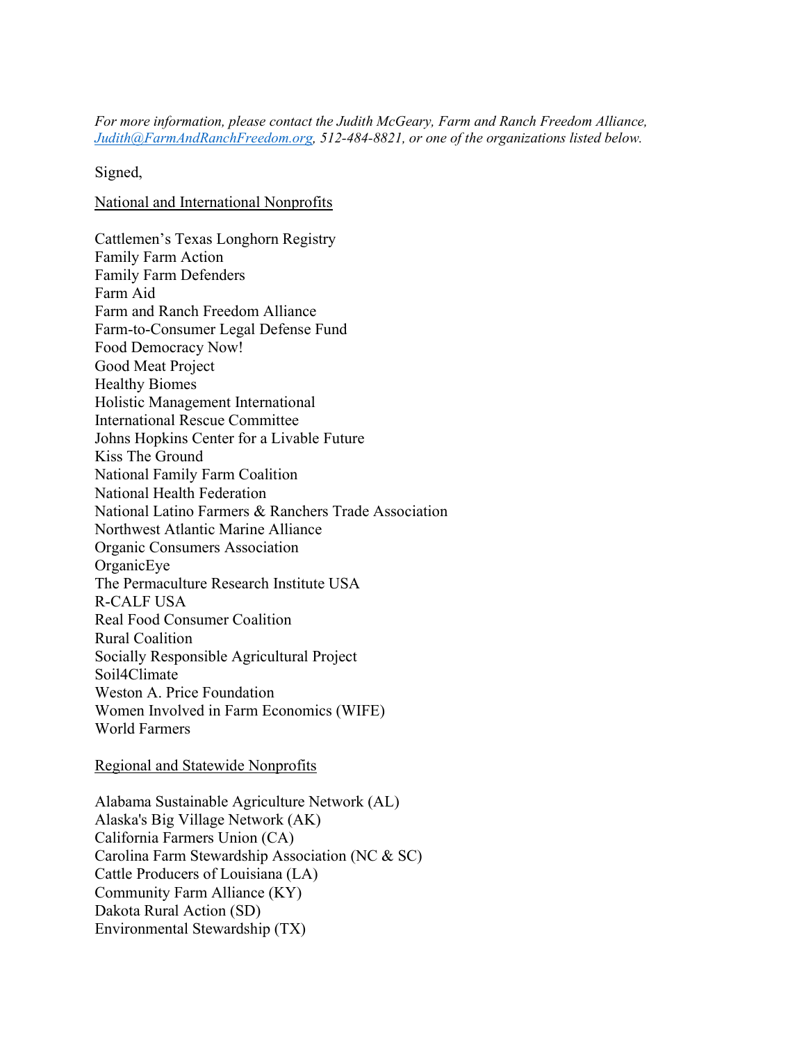*For more information, please contact the Judith McGeary, Farm and Ranch Freedom Alliance, [Judith@FarmAndRanchFreedom.org](mailto:Judith@FarmAndRanchFreedom.org), 512-484-8821, or one of the organizations listed below.*

Signed,

National and International Nonprofits

Cattlemen's Texas Longhorn Registry
Family Farm Action
Family Farm Defenders
Farm Aid
Farm and Ranch Freedom Alliance
Farm-to-Consumer Legal Defense Fund
Food Democracy Now!
Good Meat Project
Healthy Biomes
Holistic Management International
International Rescue Committee
Johns Hopkins Center for a Livable Future
Kiss The Ground
National Family Farm Coalition
National Health Federation
National Latino Farmers & Ranchers Trade Association
Northwest Atlantic Marine Alliance
Organic Consumers Association
OrganicEye
The Permaculture Research Institute USA
R-CALF USA
Real Food Consumer Coalition
Rural Coalition
Socially Responsible Agricultural Project
Soil4Climate
Weston A. Price Foundation
Women Involved in Farm Economics (WIFE)
World Farmers

Regional and Statewide Nonprofits

Alabama Sustainable Agriculture Network (AL)
Alaska's Big Village Network (AK)
California Farmers Union (CA)
Carolina Farm Stewardship Association (NC & SC)
Cattle Producers of Louisiana (LA)
Community Farm Alliance (KY)
Dakota Rural Action (SD)
Environmental Stewardship (TX)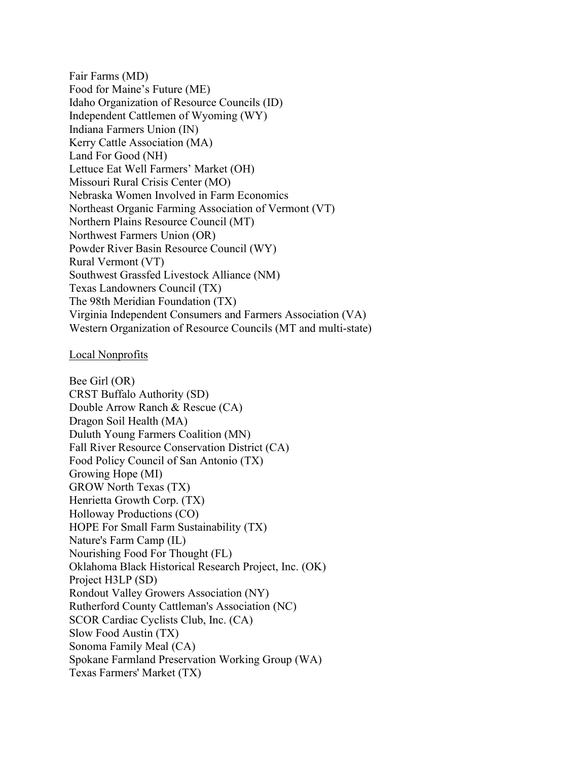Fair Farms (MD)
Food for Maine's Future (ME)
Idaho Organization of Resource Councils (ID)
Independent Cattlemen of Wyoming (WY)
Indiana Farmers Union (IN)
Kerry Cattle Association (MA)
Land For Good (NH)
Lettuce Eat Well Farmers' Market (OH)
Missouri Rural Crisis Center (MO)
Nebraska Women Involved in Farm Economics
Northeast Organic Farming Association of Vermont (VT)
Northern Plains Resource Council (MT)
Northwest Farmers Union (OR)
Powder River Basin Resource Council (WY)
Rural Vermont (VT)
Southwest Grassfed Livestock Alliance (NM)
Texas Landowners Council (TX)
The 98th Meridian Foundation (TX)
Virginia Independent Consumers and Farmers Association (VA)
Western Organization of Resource Councils (MT and multi-state)

Local Nonprofits

Bee Girl (OR)
CRST Buffalo Authority (SD)
Double Arrow Ranch & Rescue (CA)
Dragon Soil Health (MA)
Duluth Young Farmers Coalition (MN)
Fall River Resource Conservation District (CA)
Food Policy Council of San Antonio (TX)
Growing Hope (MI)
GROW North Texas (TX)
Henrietta Growth Corp. (TX)
Holloway Productions (CO)
HOPE For Small Farm Sustainability (TX)
Nature's Farm Camp (IL)
Nourishing Food For Thought (FL)
Oklahoma Black Historical Research Project, Inc. (OK)
Project H3LP (SD)
Rondout Valley Growers Association (NY)
Rutherford County Cattleman's Association (NC)
SCOR Cardiac Cyclists Club, Inc. (CA)
Slow Food Austin (TX)
Sonoma Family Meal (CA)
Spokane Farmland Preservation Working Group (WA)
Texas Farmers' Market (TX)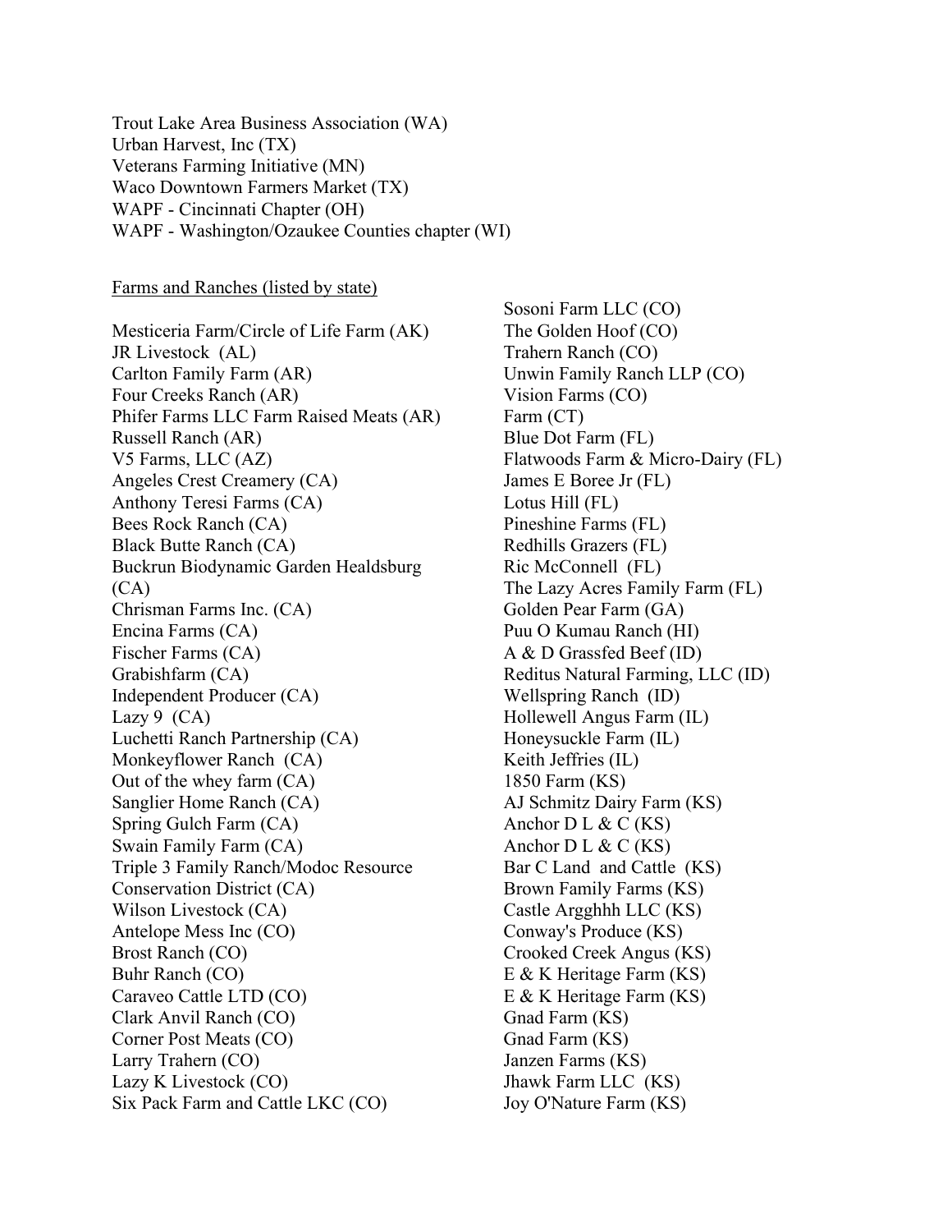Trout Lake Area Business Association (WA)
Urban Harvest, Inc (TX)
Veterans Farming Initiative (MN)
Waco Downtown Farmers Market (TX)
WAPF - Cincinnati Chapter (OH)
WAPF - Washington/Ozaukee Counties chapter (WI)

<u>Farms and Ranches (listed by state)</u>

Mesticeria Farm/Circle of Life Farm (AK)
JR Livestock (AL)
Carlton Family Farm (AR)
Four Creeks Ranch (AR)
Phifer Farms LLC Farm Raised Meats (AR)
Russell Ranch (AR)
V5 Farms, LLC (AZ)
Angeles Crest Creamery (CA)
Anthony Teresi Farms (CA)
Bees Rock Ranch (CA)
Black Butte Ranch (CA)
Buckrun Biodynamic Garden Healdsburg (CA)
Chrisman Farms Inc. (CA)
Encina Farms (CA)
Fischer Farms (CA)
Grabishfarm (CA)
Independent Producer (CA)
Lazy 9 (CA)
Luchetti Ranch Partnership (CA)
Monkeyflower Ranch (CA)
Out of the whey farm (CA)
Sanglier Home Ranch (CA)
Spring Gulch Farm (CA)
Swain Family Farm (CA)
Triple 3 Family Ranch/Modoc Resource Conservation District (CA)
Wilson Livestock (CA)
Antelope Mess Inc (CO)
Brost Ranch (CO)
Buhr Ranch (CO)
Caraveo Cattle LTD (CO)
Clark Anvil Ranch (CO)
Corner Post Meats (CO)
Larry Trahern (CO)
Lazy K Livestock (CO)
Six Pack Farm and Cattle LKC (CO)
Sosoni Farm LLC (CO)
The Golden Hoof (CO)
Trahern Ranch (CO)
Unwin Family Ranch LLP (CO)
Vision Farms (CO)
Farm (CT)
Blue Dot Farm (FL)
Flatwoods Farm & Micro-Dairy (FL)
James E Boree Jr (FL)
Lotus Hill (FL)
Pineshine Farms (FL)
Redhills Grazers (FL)
Ric McConnell (FL)
The Lazy Acres Family Farm (FL)
Golden Pear Farm (GA)
Puu O Kumau Ranch (HI)
A & D Grassfed Beef (ID)
Reditus Natural Farming, LLC (ID)
Wellspring Ranch (ID)
Hollewell Angus Farm (IL)
Honeysuckle Farm (IL)
Keith Jeffries (IL)
1850 Farm (KS)
AJ Schmitz Dairy Farm (KS)
Anchor D L & C (KS)
Anchor D L & C (KS)
Bar C Land and Cattle (KS)
Brown Family Farms (KS)
Castle Argghhh LLC (KS)
Conway's Produce (KS)
Crooked Creek Angus (KS)
E & K Heritage Farm (KS)
E & K Heritage Farm (KS)
Gnad Farm (KS)
Gnad Farm (KS)
Janzen Farms (KS)
Jhawk Farm LLC (KS)
Joy O'Nature Farm (KS)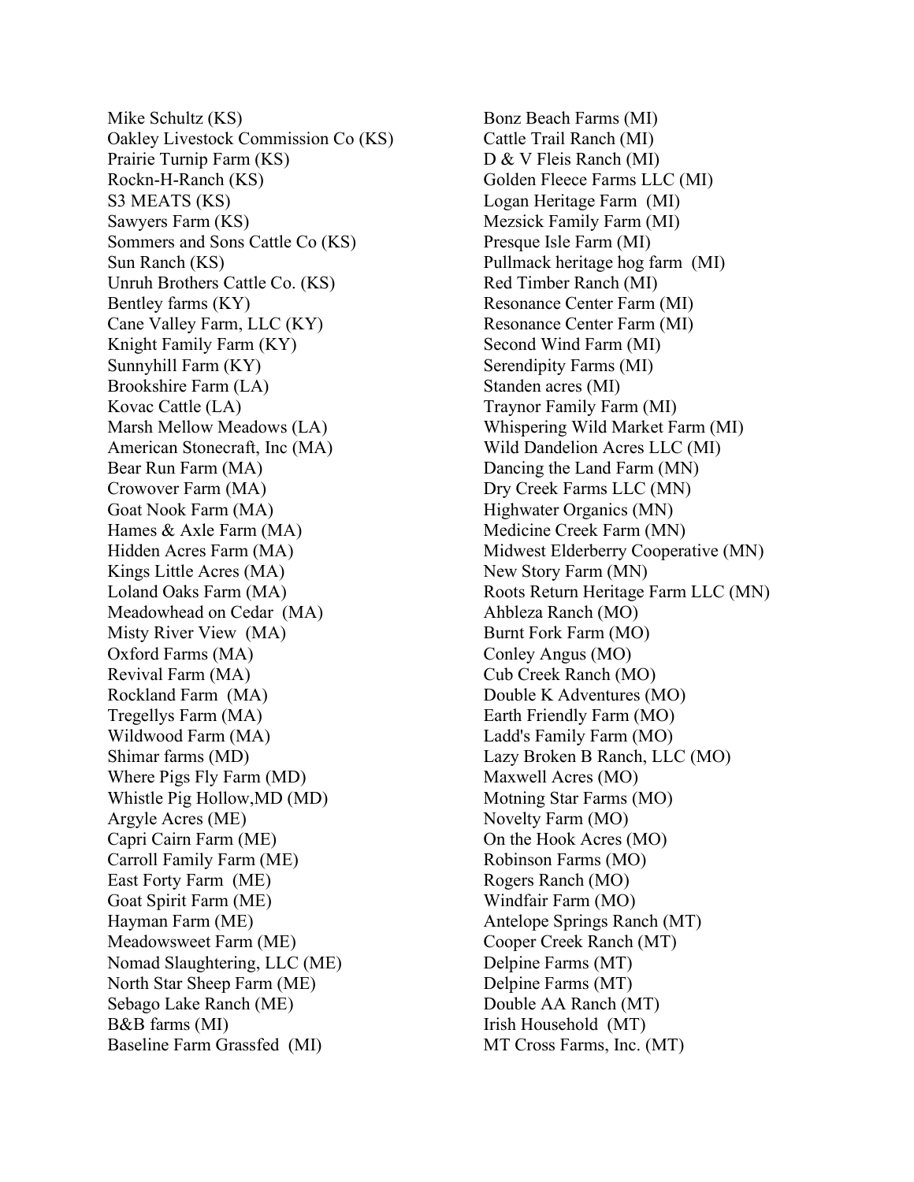Mike Schultz (KS)
Oakley Livestock Commission Co (KS)
Prairie Turnip Farm (KS)
Rockn-H-Ranch (KS)
S3 MEATS (KS)
Sawyers Farm (KS)
Sommers and Sons Cattle Co (KS)
Sun Ranch (KS)
Unruh Brothers Cattle Co. (KS)
Bentley farms (KY)
Cane Valley Farm, LLC (KY)
Knight Family Farm (KY)
Sunnyhill Farm (KY)
Brookshire Farm (LA)
Kovac Cattle (LA)
Marsh Mellow Meadows (LA)
American Stonecraft, Inc (MA)
Bear Run Farm (MA)
Crowover Farm (MA)
Goat Nook Farm (MA)
Hames & Axle Farm (MA)
Hidden Acres Farm (MA)
Kings Little Acres (MA)
Loland Oaks Farm (MA)
Meadowhead on Cedar (MA)
Misty River View (MA)
Oxford Farms (MA)
Revival Farm (MA)
Rockland Farm (MA)
Tregellys Farm (MA)
Wildwood Farm (MA)
Shimar farms (MD)
Where Pigs Fly Farm (MD)
Whistle Pig Hollow,MD (MD)
Argyle Acres (ME)
Capri Cairn Farm (ME)
Carroll Family Farm (ME)
East Forty Farm (ME)
Goat Spirit Farm (ME)
Hayman Farm (ME)
Meadowsweet Farm (ME)
Nomad Slaughtering, LLC (ME)
North Star Sheep Farm (ME)
Sebago Lake Ranch (ME)
B&B farms (MI)
Baseline Farm Grassfed (MI)
Bonz Beach Farms (MI)
Cattle Trail Ranch (MI)
D & V Fleis Ranch (MI)
Golden Fleece Farms LLC (MI)
Logan Heritage Farm (MI)
Mezsick Family Farm (MI)
Presque Isle Farm (MI)
Pullmack heritage hog farm (MI)
Red Timber Ranch (MI)
Resonance Center Farm (MI)
Resonance Center Farm (MI)
Second Wind Farm (MI)
Serendipity Farms (MI)
Standen acres (MI)
Traynor Family Farm (MI)
Whispering Wild Market Farm (MI)
Wild Dandelion Acres LLC (MI)
Dancing the Land Farm (MN)
Dry Creek Farms LLC (MN)
Highwater Organics (MN)
Medicine Creek Farm (MN)
Midwest Elderberry Cooperative (MN)
New Story Farm (MN)
Roots Return Heritage Farm LLC (MN)
Ahbleza Ranch (MO)
Burnt Fork Farm (MO)
Conley Angus (MO)
Cub Creek Ranch (MO)
Double K Adventures (MO)
Earth Friendly Farm (MO)
Ladd's Family Farm (MO)
Lazy Broken B Ranch, LLC (MO)
Maxwell Acres (MO)
Motning Star Farms (MO)
Novelty Farm (MO)
On the Hook Acres (MO)
Robinson Farms (MO)
Rogers Ranch (MO)
Windfair Farm (MO)
Antelope Springs Ranch (MT)
Cooper Creek Ranch (MT)
Delpine Farms (MT)
Delpine Farms (MT)
Double AA Ranch (MT)
Irish Household (MT)
MT Cross Farms, Inc. (MT)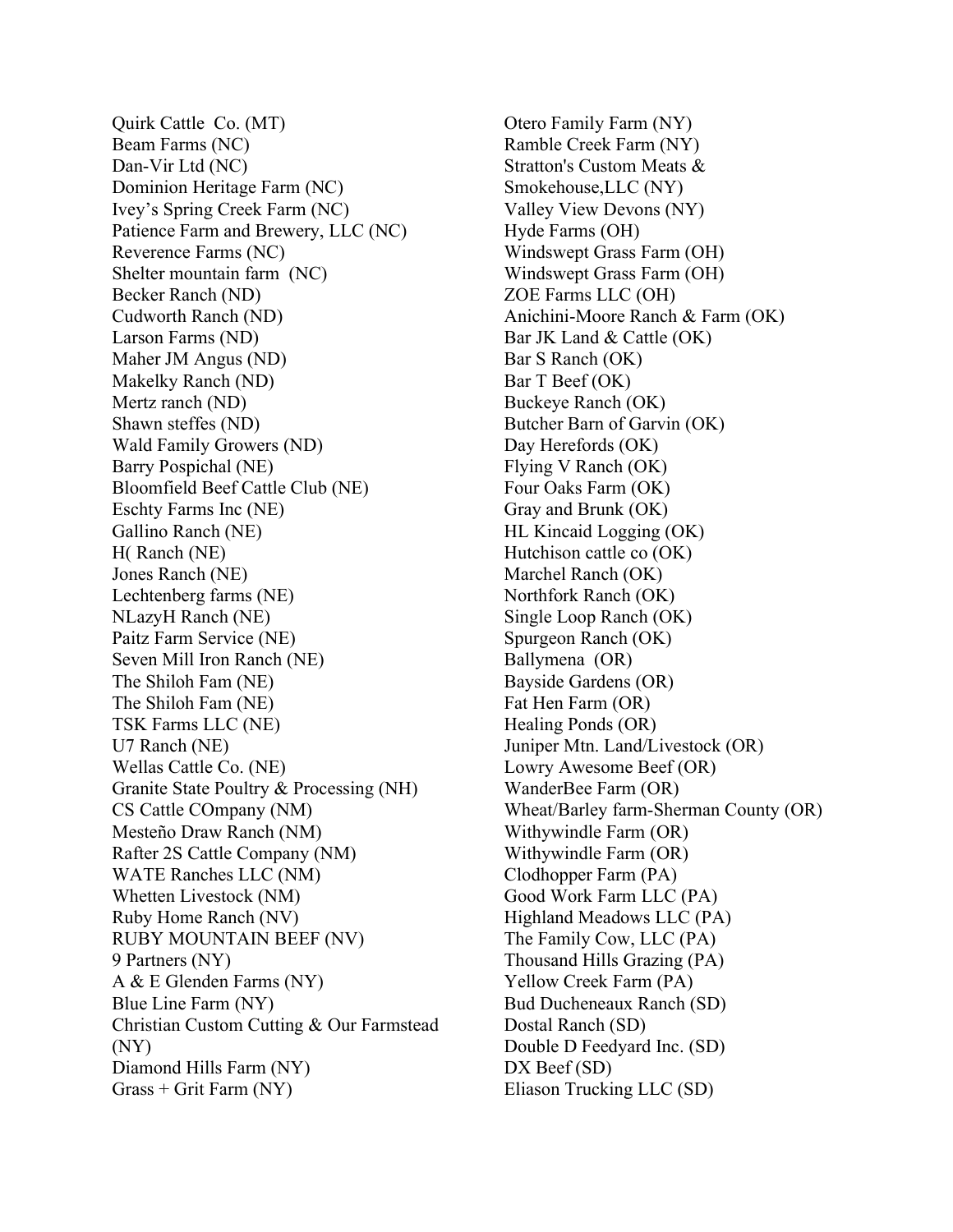Quirk Cattle  Co. (MT)
Beam Farms (NC)
Dan-Vir Ltd (NC)
Dominion Heritage Farm (NC)
Ivey's Spring Creek Farm (NC)
Patience Farm and Brewery, LLC (NC)
Reverence Farms (NC)
Shelter mountain farm  (NC)
Becker Ranch (ND)
Cudworth Ranch (ND)
Larson Farms (ND)
Maher JM Angus (ND)
Makelky Ranch (ND)
Mertz ranch (ND)
Shawn steffes (ND)
Wald Family Growers (ND)
Barry Pospichal (NE)
Bloomfield Beef Cattle Club (NE)
Eschty Farms Inc (NE)
Gallino Ranch (NE)
H( Ranch (NE)
Jones Ranch (NE)
Lechtenberg farms (NE)
NLazyH Ranch (NE)
Paitz Farm Service (NE)
Seven Mill Iron Ranch (NE)
The Shiloh Fam (NE)
The Shiloh Fam (NE)
TSK Farms LLC (NE)
U7 Ranch (NE)
Wellas Cattle Co. (NE)
Granite State Poultry & Processing (NH)
CS Cattle COmpany (NM)
Mesteño Draw Ranch (NM)
Rafter 2S Cattle Company (NM)
WATE Ranches LLC (NM)
Whetten Livestock (NM)
Ruby Home Ranch (NV)
RUBY MOUNTAIN BEEF (NV)
9 Partners (NY)
A & E Glenden Farms (NY)
Blue Line Farm (NY)
Christian Custom Cutting & Our Farmstead (NY)
Diamond Hills Farm (NY)
Grass + Grit Farm (NY)
Otero Family Farm (NY)
Ramble Creek Farm (NY)
Stratton's Custom Meats & Smokehouse,LLC (NY)
Valley View Devons (NY)
Hyde Farms (OH)
Windswept Grass Farm (OH)
Windswept Grass Farm (OH)
ZOE Farms LLC (OH)
Anichini-Moore Ranch & Farm (OK)
Bar JK Land & Cattle (OK)
Bar S Ranch (OK)
Bar T Beef (OK)
Buckeye Ranch (OK)
Butcher Barn of Garvin (OK)
Day Herefords (OK)
Flying V Ranch (OK)
Four Oaks Farm (OK)
Gray and Brunk (OK)
HL Kincaid Logging (OK)
Hutchison cattle co (OK)
Marchel Ranch (OK)
Northfork Ranch (OK)
Single Loop Ranch (OK)
Spurgeon Ranch (OK)
Ballymena  (OR)
Bayside Gardens (OR)
Fat Hen Farm (OR)
Healing Ponds (OR)
Juniper Mtn. Land/Livestock (OR)
Lowry Awesome Beef (OR)
WanderBee Farm (OR)
Wheat/Barley farm-Sherman County (OR)
Withywindle Farm (OR)
Withywindle Farm (OR)
Clodhopper Farm (PA)
Good Work Farm LLC (PA)
Highland Meadows LLC (PA)
The Family Cow, LLC (PA)
Thousand Hills Grazing (PA)
Yellow Creek Farm (PA)
Bud Ducheneaux Ranch (SD)
Dostal Ranch (SD)
Double D Feedyard Inc. (SD)
DX Beef (SD)
Eliason Trucking LLC (SD)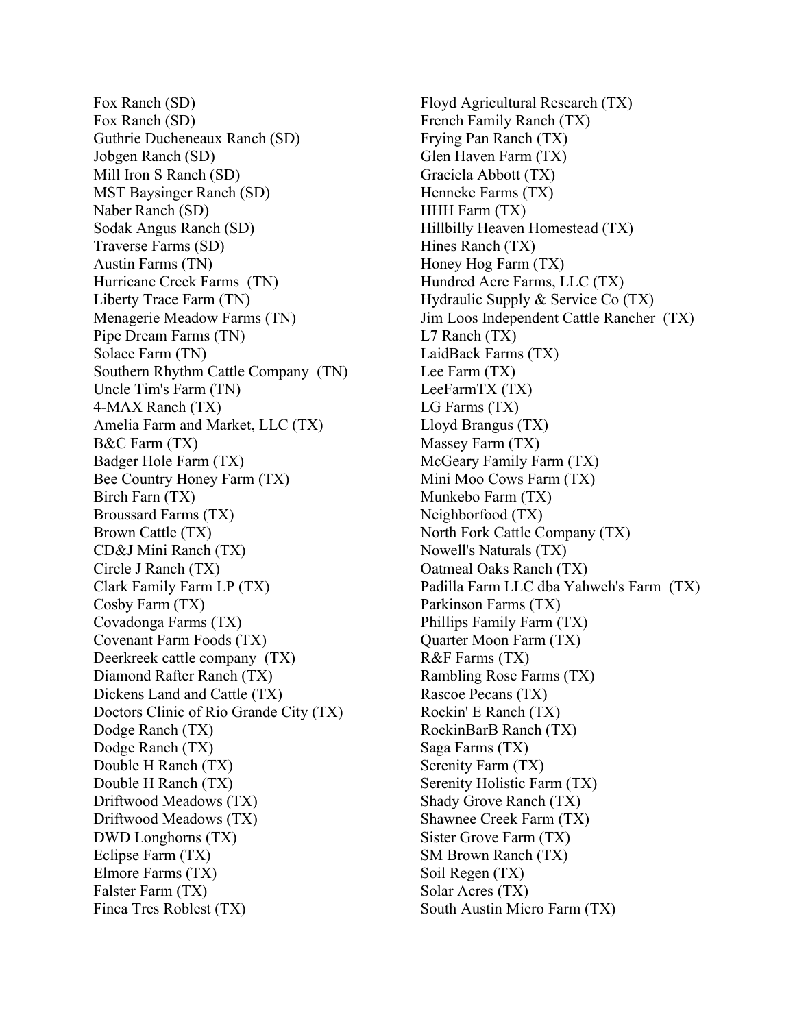Fox Ranch (SD)
Fox Ranch (SD)
Guthrie Ducheneaux Ranch (SD)
Jobgen Ranch (SD)
Mill Iron S Ranch (SD)
MST Baysinger Ranch (SD)
Naber Ranch (SD)
Sodak Angus Ranch (SD)
Traverse Farms (SD)
Austin Farms (TN)
Hurricane Creek Farms (TN)
Liberty Trace Farm (TN)
Menagerie Meadow Farms (TN)
Pipe Dream Farms (TN)
Solace Farm (TN)
Southern Rhythm Cattle Company (TN)
Uncle Tim's Farm (TN)
4-MAX Ranch (TX)
Amelia Farm and Market, LLC (TX)
B&C Farm (TX)
Badger Hole Farm (TX)
Bee Country Honey Farm (TX)
Birch Farn (TX)
Broussard Farms (TX)
Brown Cattle (TX)
CD&J Mini Ranch (TX)
Circle J Ranch (TX)
Clark Family Farm LP (TX)
Cosby Farm (TX)
Covadonga Farms (TX)
Covenant Farm Foods (TX)
Deerkreek cattle company (TX)
Diamond Rafter Ranch (TX)
Dickens Land and Cattle (TX)
Doctors Clinic of Rio Grande City (TX)
Dodge Ranch (TX)
Dodge Ranch (TX)
Double H Ranch (TX)
Double H Ranch (TX)
Driftwood Meadows (TX)
Driftwood Meadows (TX)
DWD Longhorns (TX)
Eclipse Farm (TX)
Elmore Farms (TX)
Falster Farm (TX)
Finca Tres Roblest (TX)
Floyd Agricultural Research (TX)
French Family Ranch (TX)
Frying Pan Ranch (TX)
Glen Haven Farm (TX)
Graciela Abbott (TX)
Henneke Farms (TX)
HHH Farm (TX)
Hillbilly Heaven Homestead (TX)
Hines Ranch (TX)
Honey Hog Farm (TX)
Hundred Acre Farms, LLC (TX)
Hydraulic Supply & Service Co (TX)
Jim Loos Independent Cattle Rancher (TX)
L7 Ranch (TX)
LaidBack Farms (TX)
Lee Farm (TX)
LeeFarmTX (TX)
LG Farms (TX)
Lloyd Brangus (TX)
Massey Farm (TX)
McGeary Family Farm (TX)
Mini Moo Cows Farm (TX)
Munkebo Farm (TX)
Neighborfood (TX)
North Fork Cattle Company (TX)
Nowell's Naturals (TX)
Oatmeal Oaks Ranch (TX)
Padilla Farm LLC dba Yahweh's Farm (TX)
Parkinson Farms (TX)
Phillips Family Farm (TX)
Quarter Moon Farm (TX)
R&F Farms (TX)
Rambling Rose Farms (TX)
Rascoe Pecans (TX)
Rockin' E Ranch (TX)
RockinBarB Ranch (TX)
Saga Farms (TX)
Serenity Farm (TX)
Serenity Holistic Farm (TX)
Shady Grove Ranch (TX)
Shawnee Creek Farm (TX)
Sister Grove Farm (TX)
SM Brown Ranch (TX)
Soil Regen (TX)
Solar Acres (TX)
South Austin Micro Farm (TX)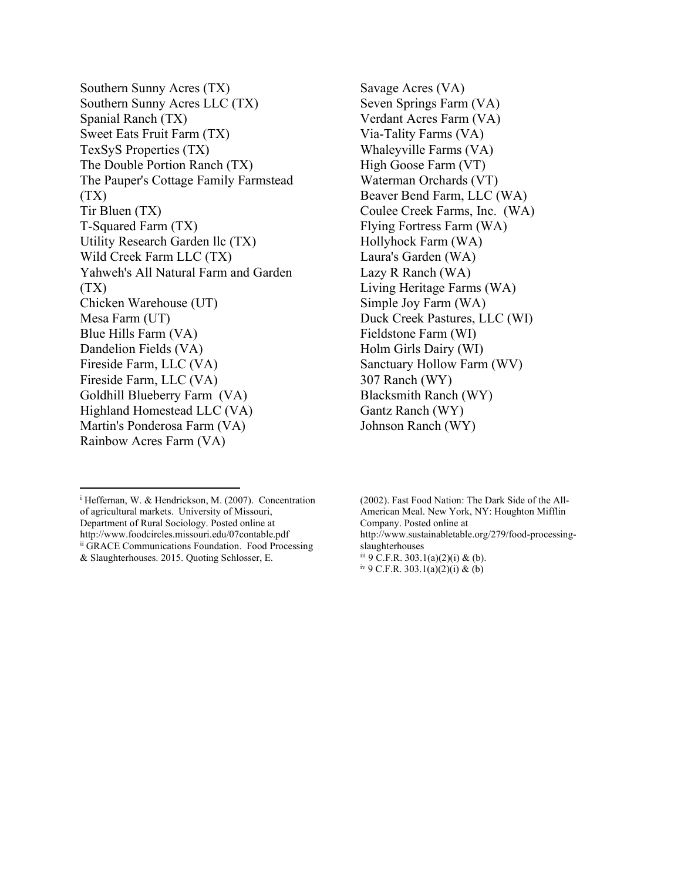Southern Sunny Acres (TX)
Southern Sunny Acres LLC (TX)
Spanial Ranch (TX)
Sweet Eats Fruit Farm (TX)
TexSyS Properties (TX)
The Double Portion Ranch (TX)
The Pauper's Cottage Family Farmstead (TX)
Tir Bluen (TX)
T-Squared Farm (TX)
Utility Research Garden llc (TX)
Wild Creek Farm LLC (TX)
Yahweh's All Natural Farm and Garden (TX)
Chicken Warehouse (UT)
Mesa Farm (UT)
Blue Hills Farm (VA)
Dandelion Fields (VA)
Fireside Farm, LLC (VA)
Fireside Farm, LLC (VA)
Goldhill Blueberry Farm (VA)
Highland Homestead LLC (VA)
Martin's Ponderosa Farm (VA)
Rainbow Acres Farm (VA)
Savage Acres (VA)
Seven Springs Farm (VA)
Verdant Acres Farm (VA)
Via-Tality Farms (VA)
Whaleyville Farms (VA)
High Goose Farm (VT)
Waterman Orchards (VT)
Beaver Bend Farm, LLC (WA)
Coulee Creek Farms, Inc. (WA)
Flying Fortress Farm (WA)
Hollyhock Farm (WA)
Laura's Garden (WA)
Lazy R Ranch (WA)
Living Heritage Farms (WA)
Simple Joy Farm (WA)
Duck Creek Pastures, LLC (WI)
Fieldstone Farm (WI)
Holm Girls Dairy (WI)
Sanctuary Hollow Farm (WV)
307 Ranch (WY)
Blacksmith Ranch (WY)
Gantz Ranch (WY)
Johnson Ranch (WY)

---

[i] Heffernan, W. & Hendrickson, M. (2007). Concentration of agricultural markets. University of Missouri, Department of Rural Sociology. Posted online at http://www.foodcircles.missouri.edu/07contable.pdf

[ii] GRACE Communications Foundation. Food Processing & Slaughterhouses. 2015. Quoting Schlosser, E. (2002). Fast Food Nation: The Dark Side of the All-American Meal. New York, NY: Houghton Mifflin Company. Posted online at http://www.sustainabletable.org/279/food-processing-slaughterhouses

[iii] 9 C.F.R. 303.1(a)(2)(i) & (b).

[iv] 9 C.F.R. 303.1(a)(2)(i) & (b)